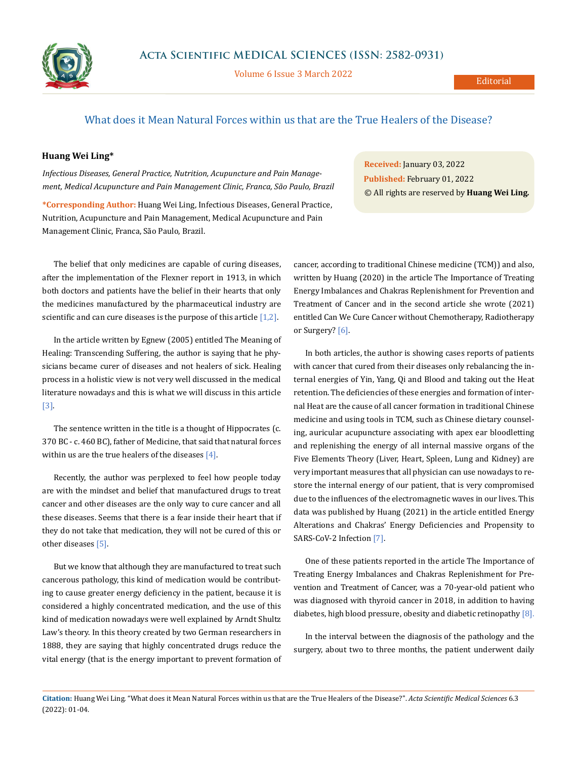Editorial

# What does it Mean Natural Forces within us that are the True Healers of the Disease?

**Huang Wei Ling***

*Infectious Diseases, General Practice, Nutrition, Acupuncture and Pain Management, Medical Acupuncture and Pain Management Clinic, Franca, São Paulo, Brazil*

***Corresponding Author:** Huang Wei Ling, Infectious Diseases, General Practice, Nutrition, Acupuncture and Pain Management, Medical Acupuncture and Pain Management Clinic, Franca, São Paulo, Brazil.

**Received:** January 03, 2022
**Published:** February 01, 2022
© All rights are reserved by **Huang Wei Ling.**

The belief that only medicines are capable of curing diseases, after the implementation of the Flexner report in 1913, in which both doctors and patients have the belief in their hearts that only the medicines manufactured by the pharmaceutical industry are scientific and can cure diseases is the purpose of this article [1,2].

In the article written by Egnew (2005) entitled The Meaning of Healing: Transcending Suffering, the author is saying that he physicians became curer of diseases and not healers of sick. Healing process in a holistic view is not very well discussed in the medical literature nowadays and this is what we will discuss in this article [3].

The sentence written in the title is a thought of Hippocrates (c. 370 BC - c. 460 BC), father of Medicine, that said that natural forces within us are the true healers of the diseases [4].

Recently, the author was perplexed to feel how people today are with the mindset and belief that manufactured drugs to treat cancer and other diseases are the only way to cure cancer and all these diseases. Seems that there is a fear inside their heart that if they do not take that medication, they will not be cured of this or other diseases [5].

But we know that although they are manufactured to treat such cancerous pathology, this kind of medication would be contributing to cause greater energy deficiency in the patient, because it is considered a highly concentrated medication, and the use of this kind of medication nowadays were well explained by Arndt Shultz Law's theory. In this theory created by two German researchers in 1888, they are saying that highly concentrated drugs reduce the vital energy (that is the energy important to prevent formation of cancer, according to traditional Chinese medicine (TCM)) and also, written by Huang (2020) in the article The Importance of Treating Energy Imbalances and Chakras Replenishment for Prevention and Treatment of Cancer and in the second article she wrote (2021) entitled Can We Cure Cancer without Chemotherapy, Radiotherapy or Surgery? [6].

In both articles, the author is showing cases reports of patients with cancer that cured from their diseases only rebalancing the internal energies of Yin, Yang, Qi and Blood and taking out the Heat retention. The deficiencies of these energies and formation of internal Heat are the cause of all cancer formation in traditional Chinese medicine and using tools in TCM, such as Chinese dietary counseling, auricular acupuncture associating with apex ear bloodletting and replenishing the energy of all internal massive organs of the Five Elements Theory (Liver, Heart, Spleen, Lung and Kidney) are very important measures that all physician can use nowadays to restore the internal energy of our patient, that is very compromised due to the influences of the electromagnetic waves in our lives. This data was published by Huang (2021) in the article entitled Energy Alterations and Chakras' Energy Deficiencies and Propensity to SARS-CoV-2 Infection [7].

One of these patients reported in the article The Importance of Treating Energy Imbalances and Chakras Replenishment for Prevention and Treatment of Cancer, was a 70-year-old patient who was diagnosed with thyroid cancer in 2018, in addition to having diabetes, high blood pressure, obesity and diabetic retinopathy [8].

In the interval between the diagnosis of the pathology and the surgery, about two to three months, the patient underwent daily

**Citation:** Huang Wei Ling. "What does it Mean Natural Forces within us that are the True Healers of the Disease?". *Acta Scientific Medical Sciences* 6.3 (2022): 01-04.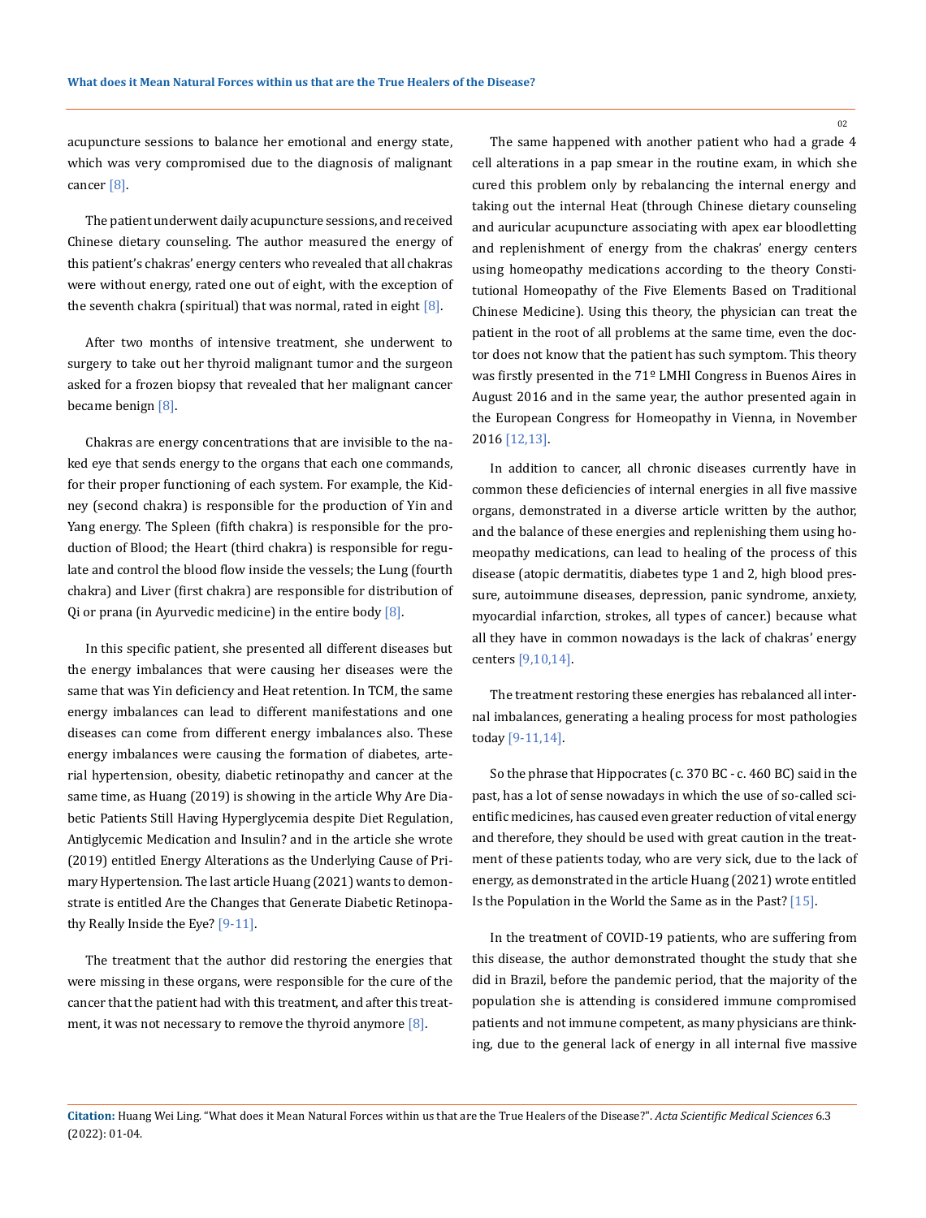acupuncture sessions to balance her emotional and energy state, which was very compromised due to the diagnosis of malignant cancer [8].

The patient underwent daily acupuncture sessions, and received Chinese dietary counseling. The author measured the energy of this patient's chakras' energy centers who revealed that all chakras were without energy, rated one out of eight, with the exception of the seventh chakra (spiritual) that was normal, rated in eight [8].

After two months of intensive treatment, she underwent to surgery to take out her thyroid malignant tumor and the surgeon asked for a frozen biopsy that revealed that her malignant cancer became benign [8].

Chakras are energy concentrations that are invisible to the naked eye that sends energy to the organs that each one commands, for their proper functioning of each system. For example, the Kidney (second chakra) is responsible for the production of Yin and Yang energy. The Spleen (fifth chakra) is responsible for the production of Blood; the Heart (third chakra) is responsible for regulate and control the blood flow inside the vessels; the Lung (fourth chakra) and Liver (first chakra) are responsible for distribution of Qi or prana (in Ayurvedic medicine) in the entire body [8].

In this specific patient, she presented all different diseases but the energy imbalances that were causing her diseases were the same that was Yin deficiency and Heat retention. In TCM, the same energy imbalances can lead to different manifestations and one diseases can come from different energy imbalances also. These energy imbalances were causing the formation of diabetes, arterial hypertension, obesity, diabetic retinopathy and cancer at the same time, as Huang (2019) is showing in the article Why Are Diabetic Patients Still Having Hyperglycemia despite Diet Regulation, Antiglycemic Medication and Insulin? and in the article she wrote (2019) entitled Energy Alterations as the Underlying Cause of Primary Hypertension. The last article Huang (2021) wants to demonstrate is entitled Are the Changes that Generate Diabetic Retinopathy Really Inside the Eye? [9-11].

The treatment that the author did restoring the energies that were missing in these organs, were responsible for the cure of the cancer that the patient had with this treatment, and after this treatment, it was not necessary to remove the thyroid anymore [8].

The same happened with another patient who had a grade 4 cell alterations in a pap smear in the routine exam, in which she cured this problem only by rebalancing the internal energy and taking out the internal Heat (through Chinese dietary counseling and auricular acupuncture associating with apex ear bloodletting and replenishment of energy from the chakras' energy centers using homeopathy medications according to the theory Constitutional Homeopathy of the Five Elements Based on Traditional Chinese Medicine). Using this theory, the physician can treat the patient in the root of all problems at the same time, even the doctor does not know that the patient has such symptom. This theory was firstly presented in the 71º LMHI Congress in Buenos Aires in August 2016 and in the same year, the author presented again in the European Congress for Homeopathy in Vienna, in November 2016 [12,13].

In addition to cancer, all chronic diseases currently have in common these deficiencies of internal energies in all five massive organs, demonstrated in a diverse article written by the author, and the balance of these energies and replenishing them using homeopathy medications, can lead to healing of the process of this disease (atopic dermatitis, diabetes type 1 and 2, high blood pressure, autoimmune diseases, depression, panic syndrome, anxiety, myocardial infarction, strokes, all types of cancer.) because what all they have in common nowadays is the lack of chakras' energy centers [9,10,14].

The treatment restoring these energies has rebalanced all internal imbalances, generating a healing process for most pathologies today [9-11,14].

So the phrase that Hippocrates (c. 370 BC - c. 460 BC) said in the past, has a lot of sense nowadays in which the use of so-called scientific medicines, has caused even greater reduction of vital energy and therefore, they should be used with great caution in the treatment of these patients today, who are very sick, due to the lack of energy, as demonstrated in the article Huang (2021) wrote entitled Is the Population in the World the Same as in the Past? [15].

In the treatment of COVID-19 patients, who are suffering from this disease, the author demonstrated thought the study that she did in Brazil, before the pandemic period, that the majority of the population she is attending is considered immune compromised patients and not immune competent, as many physicians are thinking, due to the general lack of energy in all internal five massive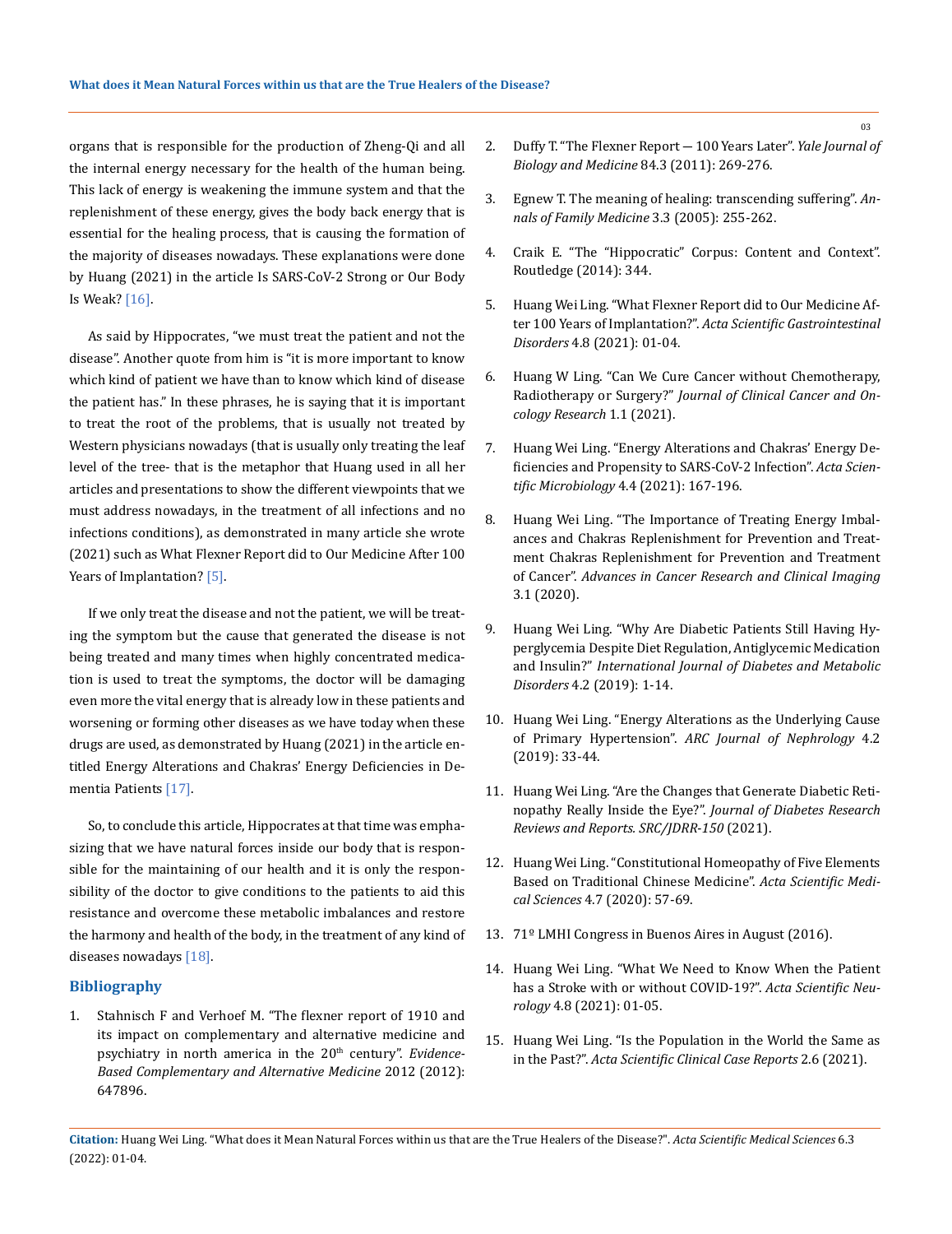organs that is responsible for the production of Zheng-Qi and all the internal energy necessary for the health of the human being. This lack of energy is weakening the immune system and that the replenishment of these energy, gives the body back energy that is essential for the healing process, that is causing the formation of the majority of diseases nowadays. These explanations were done by Huang (2021) in the article Is SARS-CoV-2 Strong or Our Body Is Weak? [16].

As said by Hippocrates, "we must treat the patient and not the disease". Another quote from him is "it is more important to know which kind of patient we have than to know which kind of disease the patient has." In these phrases, he is saying that it is important to treat the root of the problems, that is usually not treated by Western physicians nowadays (that is usually only treating the leaf level of the tree- that is the metaphor that Huang used in all her articles and presentations to show the different viewpoints that we must address nowadays, in the treatment of all infections and no infections conditions), as demonstrated in many article she wrote (2021) such as What Flexner Report did to Our Medicine After 100 Years of Implantation? [5].

If we only treat the disease and not the patient, we will be treating the symptom but the cause that generated the disease is not being treated and many times when highly concentrated medication is used to treat the symptoms, the doctor will be damaging even more the vital energy that is already low in these patients and worsening or forming other diseases as we have today when these drugs are used, as demonstrated by Huang (2021) in the article entitled Energy Alterations and Chakras' Energy Deficiencies in Dementia Patients [17].

So, to conclude this article, Hippocrates at that time was emphasizing that we have natural forces inside our body that is responsible for the maintaining of our health and it is only the responsibility of the doctor to give conditions to the patients to aid this resistance and overcome these metabolic imbalances and restore the harmony and health of the body, in the treatment of any kind of diseases nowadays [18].

## Bibliography

1. Stahnisch F and Verhoef M. "The flexner report of 1910 and its impact on complementary and alternative medicine and psychiatry in north america in the 20th century". *Evidence-Based Complementary and Alternative Medicine* 2012 (2012): 647896.
2. Duffy T. "The Flexner Report — 100 Years Later". *Yale Journal of Biology and Medicine* 84.3 (2011): 269-276.
3. Egnew T. The meaning of healing: transcending suffering". *Annals of Family Medicine* 3.3 (2005): 255-262.
4. Craik E. "The "Hippocratic" Corpus: Content and Context". Routledge (2014): 344.
5. Huang Wei Ling. "What Flexner Report did to Our Medicine After 100 Years of Implantation?". *Acta Scientific Gastrointestinal Disorders* 4.8 (2021): 01-04.
6. Huang W Ling. "Can We Cure Cancer without Chemotherapy, Radiotherapy or Surgery?" *Journal of Clinical Cancer and Oncology Research* 1.1 (2021).
7. Huang Wei Ling. "Energy Alterations and Chakras' Energy Deficiencies and Propensity to SARS-CoV-2 Infection". *Acta Scientific Microbiology* 4.4 (2021): 167-196.
8. Huang Wei Ling. "The Importance of Treating Energy Imbalances and Chakras Replenishment for Prevention and Treatment Chakras Replenishment for Prevention and Treatment of Cancer". *Advances in Cancer Research and Clinical Imaging* 3.1 (2020).
9. Huang Wei Ling. "Why Are Diabetic Patients Still Having Hyperglycemia Despite Diet Regulation, Antiglycemic Medication and Insulin?" *International Journal of Diabetes and Metabolic Disorders* 4.2 (2019): 1-14.
10. Huang Wei Ling. "Energy Alterations as the Underlying Cause of Primary Hypertension". *ARC Journal of Nephrology* 4.2 (2019): 33-44.
11. Huang Wei Ling. "Are the Changes that Generate Diabetic Retinopathy Really Inside the Eye?". *Journal of Diabetes Research Reviews and Reports. SRC/JDRR-150* (2021).
12. Huang Wei Ling. "Constitutional Homeopathy of Five Elements Based on Traditional Chinese Medicine". *Acta Scientific Medical Sciences* 4.7 (2020): 57-69.
13. 71º LMHI Congress in Buenos Aires in August (2016).
14. Huang Wei Ling. "What We Need to Know When the Patient has a Stroke with or without COVID-19?". *Acta Scientific Neurology* 4.8 (2021): 01-05.
15. Huang Wei Ling. "Is the Population in the World the Same as in the Past?". *Acta Scientific Clinical Case Reports* 2.6 (2021).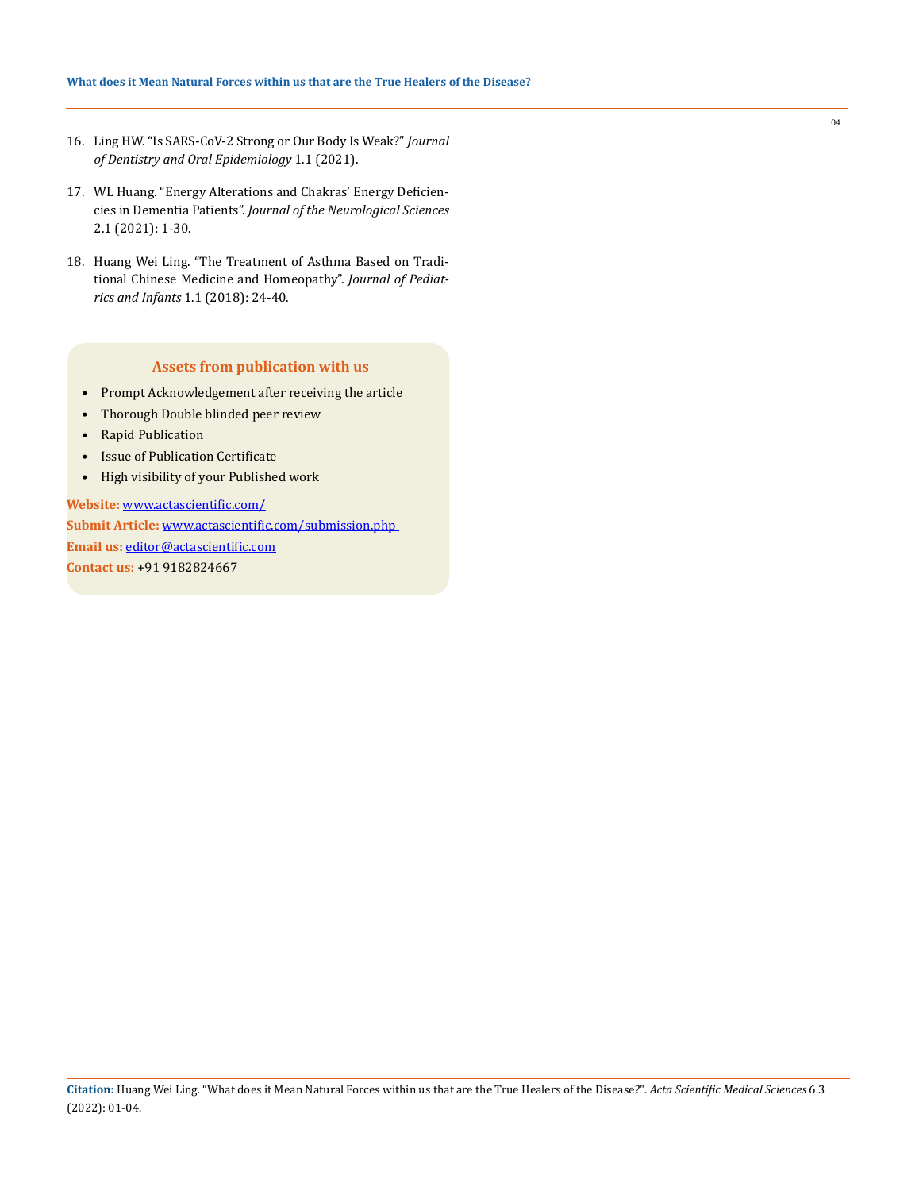16. Ling HW. "Is SARS-CoV-2 Strong or Our Body Is Weak?" *Journal of Dentistry and Oral Epidemiology* 1.1 (2021).

17. WL Huang. "Energy Alterations and Chakras' Energy Deficiencies in Dementia Patients". *Journal of the Neurological Sciences* 2.1 (2021): 1-30.

18. Huang Wei Ling. "The Treatment of Asthma Based on Traditional Chinese Medicine and Homeopathy". *Journal of Pediatrics and Infants* 1.1 (2018): 24-40.

**Assets from publication with us**

- Prompt Acknowledgement after receiving the article
- Thorough Double blinded peer review
- Rapid Publication
- Issue of Publication Certificate
- High visibility of your Published work

**Website:** www.actascientific.com/

**Submit Article:** www.actascientific.com/submission.php

**Email us:** editor@actascientific.com

**Contact us:** +91 9182824667